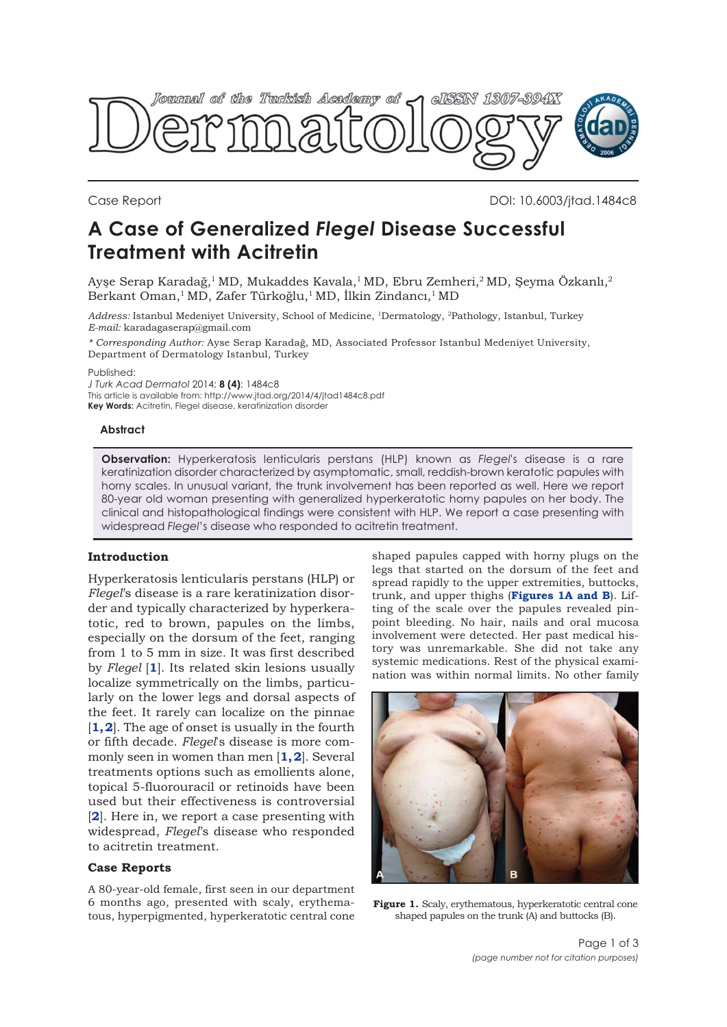Case Report

DOI: 10.6003/jtad.1484c8

# A Case of Generalized *Flegel* Disease Successful Treatment with Acitretin

Ayşe Serap Karadağ,[1] MD, Mukaddes Kavala,[1] MD, Ebru Zemheri,[2] MD, Şeyma Özkanlı,[2] Berkant Oman,[1] MD, Zafer Türkoğlu,[1] MD, İlkin Zindancı,[1] MD

*Address:* Istanbul Medeniyet University, School of Medicine, [1]Dermatology, [2]Pathology, Istanbul, Turkey
*E-mail:* karadagaserap@gmail.com

*\* Corresponding Author:* Ayse Serap Karadağ, MD, Associated Professor Istanbul Medeniyet University, Department of Dermatology Istanbul, Turkey

Published:
*J Turk Acad Dermatol* 2014; **8 (4)**: 1484c8
This article is available from: http://www.jtad.org/2014/4/jtad1484c8.pdf
**Key Words:** Acitretin, Flegel disease, keratinization disorder

## Abstract

**Observation:** Hyperkeratosis lenticularis perstans (HLP) known as *Flegel*'s disease is a rare keratinization disorder characterized by asymptomatic, small, reddish-brown keratotic papules with horny scales. In unusual variant, the trunk involvement has been reported as well. Here we report 80-year old woman presenting with generalized hyperkeratotic horny papules on her body. The clinical and histopathological findings were consistent with HLP. We report a case presenting with widespread *Flegel*'s disease who responded to acitretin treatment.

## Introduction

Hyperkeratosis lenticularis perstans (HLP) or *Flegel*'s disease is a rare keratinization disorder and typically characterized by hyperkeratotic, red to brown, papules on the limbs, especially on the dorsum of the feet, ranging from 1 to 5 mm in size. It was first described by *Flegel* [1]. Its related skin lesions usually localize symmetrically on the limbs, particularly on the lower legs and dorsal aspects of the feet. It rarely can localize on the pinnae [1, 2]. The age of onset is usually in the fourth or fifth decade. *Flegel*'s disease is more commonly seen in women than men [1, 2]. Several treatments options such as emollients alone, topical 5-fluorouracil or retinoids have been used but their effectiveness is controversial [2]. Here in, we report a case presenting with widespread, *Flegel*'s disease who responded to acitretin treatment.

## Case Reports

A 80-year-old female, first seen in our department 6 months ago, presented with scaly, erythematous, hyperpigmented, hyperkeratotic central cone shaped papules capped with horny plugs on the legs that started on the dorsum of the feet and spread rapidly to the upper extremities, buttocks, trunk, and upper thighs (**Figures 1A and B**). Lifting of the scale over the papules revealed pinpoint bleeding. No hair, nails and oral mucosa involvement were detected. Her past medical history was unremarkable. She did not take any systemic medications. Rest of the physical examination was within normal limits. No other family

**Figure 1.** Scaly, erythematous, hyperkeratotic central cone shaped papules on the trunk (A) and buttocks (B).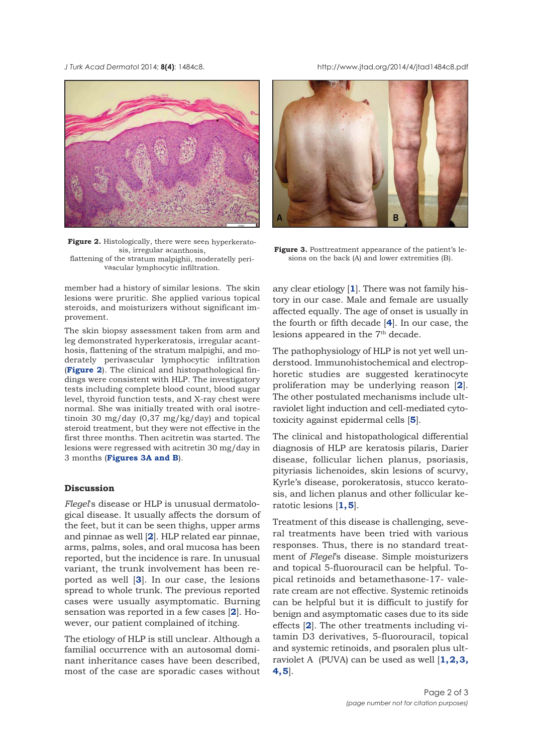**Figure 2.** Histologically, there were seen hyperkeratosis, irregular acanthosis, flattening of the stratum malpighii, moderately perivascular lymphocytic infiltration.

**Figure 3.** Posttreatment appearance of the patient's lesions on the back (A) and lower extremities (B).

member had a history of similar lesions. The skin lesions were pruritic. She applied various topical steroids, and moisturizers without significant improvement.

The skin biopsy assessment taken from arm and leg demonstrated hyperkeratosis, irregular acanthosis, flattening of the stratum malpighi, and moderately perivascular lymphocytic infiltration (**Figure 2**). The clinical and histopathological findings were consistent with HLP. The investigatory tests including complete blood count, blood sugar level, thyroid function tests, and X-ray chest were normal. She was initially treated with oral isotretinoin 30 mg/day (0,37 mg/kg/day) and topical steroid treatment, but they were not effective in the first three months. Then acitretin was started. The lesions were regressed with acitretin 30 mg/day in 3 months (**Figures 3A and B**).

## Discussion

*Flegel*'s disease or HLP is unusual dermatological disease. It usually affects the dorsum of the feet, but it can be seen thighs, upper arms and pinnae as well [**2**]. HLP related ear pinnae, arms, palms, soles, and oral mucosa has been reported, but the incidence is rare. In unusual variant, the trunk involvement has been reported as well [**3**]. In our case, the lesions spread to whole trunk. The previous reported cases were usually asymptomatic. Burning sensation was reported in a few cases [**2**]. However, our patient complained of itching.

The etiology of HLP is still unclear. Although a familial occurrence with an autosomal dominant inheritance cases have been described, most of the case are sporadic cases without any clear etiology [**1**]. There was not family history in our case. Male and female are usually affected equally. The age of onset is usually in the fourth or fifth decade [**4**]. In our case, the lesions appeared in the 7th decade.

The pathophysiology of HLP is not yet well understood. Immunohistochemical and electrophoretic studies are suggested keratinocyte proliferation may be underlying reason [**2**]. The other postulated mechanisms include ultraviolet light induction and cell-mediated cytotoxicity against epidermal cells [**5**].

The clinical and histopathological differential diagnosis of HLP are keratosis pilaris, Darier disease, follicular lichen planus, psoriasis, pityriasis lichenoides, skin lesions of scurvy, Kyrle's disease, porokeratosis, stucco keratosis, and lichen planus and other follicular keratotic lesions [**1,5**].

Treatment of this disease is challenging, several treatments have been tried with various responses. Thus, there is no standard treatment of *Flegel*'s disease. Simple moisturizers and topical 5-fluorouracil can be helpful. Topical retinoids and betamethasone-17- valerate cream are not effective. Systemic retinoids can be helpful but it is difficult to justify for benign and asymptomatic cases due to its side effects [**2**]. The other treatments including vitamin D3 derivatives, 5-fluorouracil, topical and systemic retinoids, and psoralen plus ultraviolet A (PUVA) can be used as well [**1,2,3,4,5**].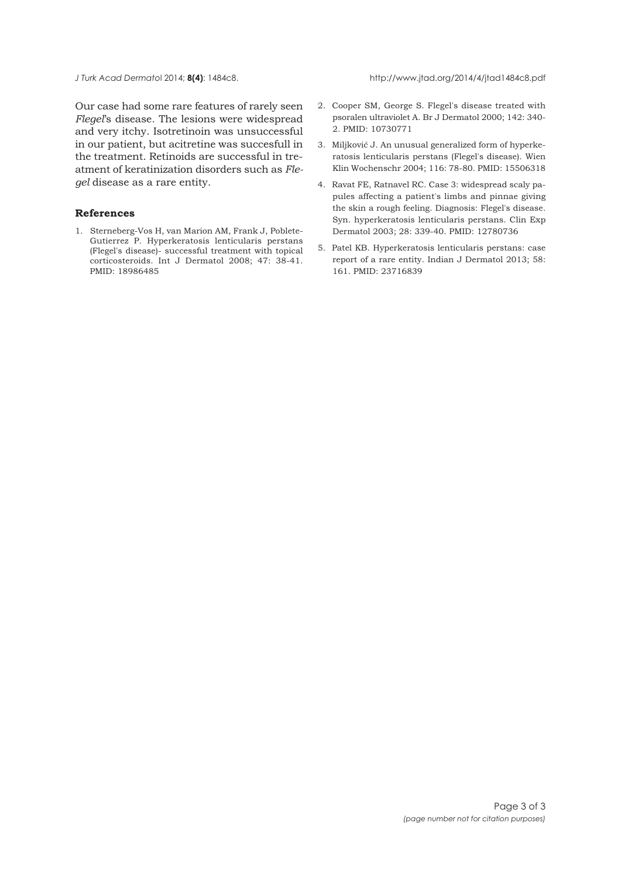Our case had some rare features of rarely seen *Flegel*'s disease. The lesions were widespread and very itchy. Isotretinoin was unsuccessful in our patient, but acitretine was succesfull in the treatment. Retinoids are successful in treatment of keratinization disorders such as *Flegel* disease as a rare entity.

## References

1. Sterneberg-Vos H, van Marion AM, Frank J, Poblete-Gutierrez P. Hyperkeratosis lenticularis perstans (Flegel's disease)- successful treatment with topical corticosteroids. Int J Dermatol 2008; 47: 38-41. PMID: 18986485
2. Cooper SM, George S. Flegel's disease treated with psoralen ultraviolet A. Br J Dermatol 2000; 142: 340-2. PMID: 10730771
3. Miljković J. An unusual generalized form of hyperkeratosis lenticularis perstans (Flegel's disease). Wien Klin Wochenschr 2004; 116: 78-80. PMID: 15506318
4. Ravat FE, Ratnavel RC. Case 3: widespread scaly papules affecting a patient's limbs and pinnae giving the skin a rough feeling. Diagnosis: Flegel's disease. Syn. hyperkeratosis lenticularis perstans. Clin Exp Dermatol 2003; 28: 339-40. PMID: 12780736
5. Patel KB. Hyperkeratosis lenticularis perstans: case report of a rare entity. Indian J Dermatol 2013; 58: 161. PMID: 23716839